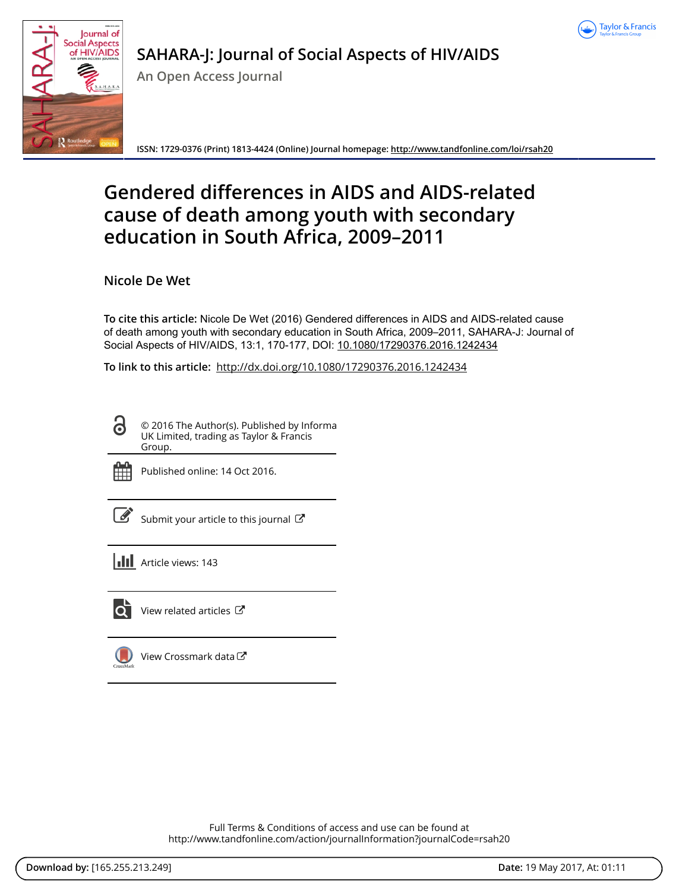SAHARA-J: Journal of Social Aspects of HIV/AIDS

An Open Access Journal

ISSN: 1729-0376 (Print) 1813-4424 (Online) Journal homepage: http://www.tandfonline.com/loi/rsah20

# Gendered differences in AIDS and AIDS-related cause of death among youth with secondary education in South Africa, 2009–2011

Nicole De Wet

**To cite this article:** Nicole De Wet (2016) Gendered differences in AIDS and AIDS-related cause of death among youth with secondary education in South Africa, 2009–2011, SAHARA-J: Journal of Social Aspects of HIV/AIDS, 13:1, 170-177, DOI: 10.1080/17290376.2016.1242434

**To link to this article:** http://dx.doi.org/10.1080/17290376.2016.1242434

© 2016 The Author(s). Published by Informa UK Limited, trading as Taylor & Francis Group.

Published online: 14 Oct 2016.

Submit your article to this journal

Article views: 143

View related articles

View Crossmark data

Full Terms & Conditions of access and use can be found at http://www.tandfonline.com/action/journalInformation?journalCode=rsah20

**Download by:** [165.255.213.249] **Date:** 19 May 2017, At: 01:11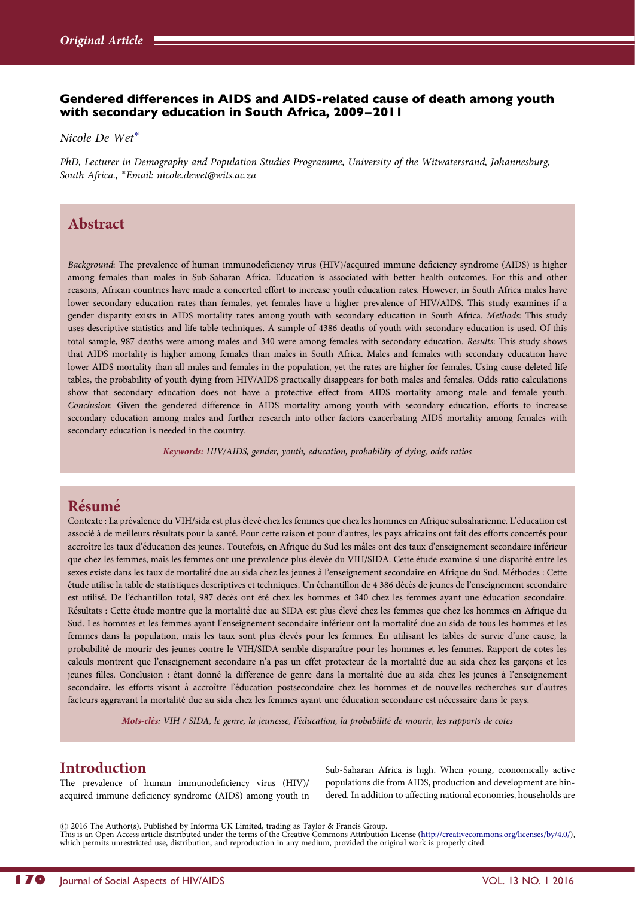*Original Article*

**Gendered differences in AIDS and AIDS-related cause of death among youth with secondary education in South Africa, 2009–2011**

*Nicole De Wet**

*PhD, Lecturer in Demography and Population Studies Programme, University of the Witwatersrand, Johannesburg, South Africa., *Email: nicole.dewet@wits.ac.za*

## Abstract

*Background*: The prevalence of human immunodeficiency virus (HIV)/acquired immune deficiency syndrome (AIDS) is higher among females than males in Sub-Saharan Africa. Education is associated with better health outcomes. For this and other reasons, African countries have made a concerted effort to increase youth education rates. However, in South Africa males have lower secondary education rates than females, yet females have a higher prevalence of HIV/AIDS. This study examines if a gender disparity exists in AIDS mortality rates among youth with secondary education in South Africa. *Methods*: This study uses descriptive statistics and life table techniques. A sample of 4386 deaths of youth with secondary education is used. Of this total sample, 987 deaths were among males and 340 were among females with secondary education. *Results*: This study shows that AIDS mortality is higher among females than males in South Africa. Males and females with secondary education have lower AIDS mortality than all males and females in the population, yet the rates are higher for females. Using cause-deleted life tables, the probability of youth dying from HIV/AIDS practically disappears for both males and females. Odds ratio calculations show that secondary education does not have a protective effect from AIDS mortality among male and female youth. *Conclusion*: Given the gendered difference in AIDS mortality among youth with secondary education, efforts to increase secondary education among males and further research into other factors exacerbating AIDS mortality among females with secondary education is needed in the country.

***Keywords:*** *HIV/AIDS, gender, youth, education, probability of dying, odds ratios*

## Résumé

Contexte : La prévalence du VIH/sida est plus élevé chez les femmes que chez les hommes en Afrique subsaharienne. L'éducation est associé à de meilleurs résultats pour la santé. Pour cette raison et pour d'autres, les pays africains ont fait des efforts concertés pour accroître les taux d'éducation des jeunes. Toutefois, en Afrique du Sud les mâles ont des taux d'enseignement secondaire inférieur que chez les femmes, mais les femmes ont une prévalence plus élevée du VIH/SIDA. Cette étude examine si une disparité entre les sexes existe dans les taux de mortalité due au sida chez les jeunes à l'enseignement secondaire en Afrique du Sud. Méthodes : Cette étude utilise la table de statistiques descriptives et techniques. Un échantillon de 4 386 décès de jeunes de l'enseignement secondaire est utilisé. De l'échantillon total, 987 décès ont été chez les hommes et 340 chez les femmes ayant une éducation secondaire. Résultats : Cette étude montre que la mortalité due au SIDA est plus élevé chez les femmes que chez les hommes en Afrique du Sud. Les hommes et les femmes ayant l'enseignement secondaire inférieur ont la mortalité due au sida de tous les hommes et les femmes dans la population, mais les taux sont plus élevés pour les femmes. En utilisant les tables de survie d'une cause, la probabilité de mourir des jeunes contre le VIH/SIDA semble disparaître pour les hommes et les femmes. Rapport de cotes les calculs montrent que l'enseignement secondaire n'a pas un effet protecteur de la mortalité due au sida chez les garçons et les jeunes filles. Conclusion : étant donné la différence de genre dans la mortalité due au sida chez les jeunes à l'enseignement secondaire, les efforts visant à accroître l'éducation postsecondaire chez les hommes et de nouvelles recherches sur d'autres facteurs aggravant la mortalité due au sida chez les femmes ayant une éducation secondaire est nécessaire dans le pays.

***Mots-clés****: VIH / SIDA, le genre, la jeunesse, l'éducation, la probabilité de mourir, les rapports de cotes*

## Introduction

The prevalence of human immunodeficiency virus (HIV)/acquired immune deficiency syndrome (AIDS) among youth in Sub-Saharan Africa is high. When young, economically active populations die from AIDS, production and development are hindered. In addition to affecting national economies, households are

© 2016 The Author(s). Published by Informa UK Limited, trading as Taylor & Francis Group.
This is an Open Access article distributed under the terms of the Creative Commons Attribution License (http://creativecommons.org/licenses/by/4.0/), which permits unrestricted use, distribution, and reproduction in any medium, provided the original work is properly cited.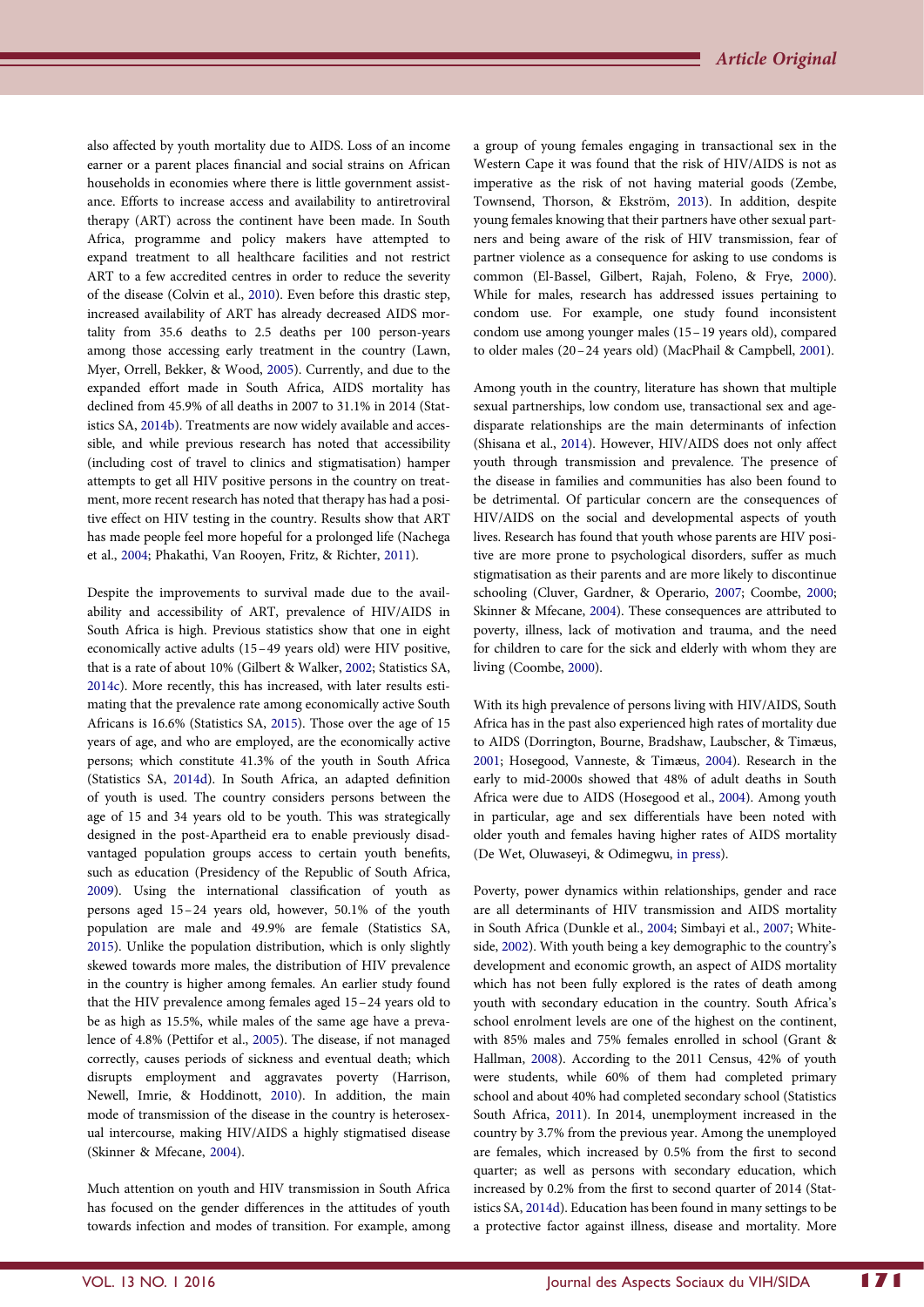also affected by youth mortality due to AIDS. Loss of an income earner or a parent places financial and social strains on African households in economies where there is little government assistance. Efforts to increase access and availability to antiretroviral therapy (ART) across the continent have been made. In South Africa, programme and policy makers have attempted to expand treatment to all healthcare facilities and not restrict ART to a few accredited centres in order to reduce the severity of the disease (Colvin et al., 2010). Even before this drastic step, increased availability of ART has already decreased AIDS mortality from 35.6 deaths to 2.5 deaths per 100 person-years among those accessing early treatment in the country (Lawn, Myer, Orrell, Bekker, & Wood, 2005). Currently, and due to the expanded effort made in South Africa, AIDS mortality has declined from 45.9% of all deaths in 2007 to 31.1% in 2014 (Statistics SA, 2014b). Treatments are now widely available and accessible, and while previous research has noted that accessibility (including cost of travel to clinics and stigmatisation) hamper attempts to get all HIV positive persons in the country on treatment, more recent research has noted that therapy has had a positive effect on HIV testing in the country. Results show that ART has made people feel more hopeful for a prolonged life (Nachega et al., 2004; Phakathi, Van Rooyen, Fritz, & Richter, 2011).

Despite the improvements to survival made due to the availability and accessibility of ART, prevalence of HIV/AIDS in South Africa is high. Previous statistics show that one in eight economically active adults (15–49 years old) were HIV positive, that is a rate of about 10% (Gilbert & Walker, 2002; Statistics SA, 2014c). More recently, this has increased, with later results estimating that the prevalence rate among economically active South Africans is 16.6% (Statistics SA, 2015). Those over the age of 15 years of age, and who are employed, are the economically active persons; which constitute 41.3% of the youth in South Africa (Statistics SA, 2014d). In South Africa, an adapted definition of youth is used. The country considers persons between the age of 15 and 34 years old to be youth. This was strategically designed in the post-Apartheid era to enable previously disadvantaged population groups access to certain youth benefits, such as education (Presidency of the Republic of South Africa, 2009). Using the international classification of youth as persons aged 15–24 years old, however, 50.1% of the youth population are male and 49.9% are female (Statistics SA, 2015). Unlike the population distribution, which is only slightly skewed towards more males, the distribution of HIV prevalence in the country is higher among females. An earlier study found that the HIV prevalence among females aged 15–24 years old to be as high as 15.5%, while males of the same age have a prevalence of 4.8% (Pettifor et al., 2005). The disease, if not managed correctly, causes periods of sickness and eventual death; which disrupts employment and aggravates poverty (Harrison, Newell, Imrie, & Hoddinott, 2010). In addition, the main mode of transmission of the disease in the country is heterosexual intercourse, making HIV/AIDS a highly stigmatised disease (Skinner & Mfecane, 2004).

Much attention on youth and HIV transmission in South Africa has focused on the gender differences in the attitudes of youth towards infection and modes of transition. For example, among a group of young females engaging in transactional sex in the Western Cape it was found that the risk of HIV/AIDS is not as imperative as the risk of not having material goods (Zembe, Townsend, Thorson, & Ekström, 2013). In addition, despite young females knowing that their partners have other sexual partners and being aware of the risk of HIV transmission, fear of partner violence as a consequence for asking to use condoms is common (El-Bassel, Gilbert, Rajah, Foleno, & Frye, 2000). While for males, research has addressed issues pertaining to condom use. For example, one study found inconsistent condom use among younger males (15–19 years old), compared to older males (20–24 years old) (MacPhail & Campbell, 2001).

Among youth in the country, literature has shown that multiple sexual partnerships, low condom use, transactional sex and age-disparate relationships are the main determinants of infection (Shisana et al., 2014). However, HIV/AIDS does not only affect youth through transmission and prevalence. The presence of the disease in families and communities has also been found to be detrimental. Of particular concern are the consequences of HIV/AIDS on the social and developmental aspects of youth lives. Research has found that youth whose parents are HIV positive are more prone to psychological disorders, suffer as much stigmatisation as their parents and are more likely to discontinue schooling (Cluver, Gardner, & Operario, 2007; Coombe, 2000; Skinner & Mfecane, 2004). These consequences are attributed to poverty, illness, lack of motivation and trauma, and the need for children to care for the sick and elderly with whom they are living (Coombe, 2000).

With its high prevalence of persons living with HIV/AIDS, South Africa has in the past also experienced high rates of mortality due to AIDS (Dorrington, Bourne, Bradshaw, Laubscher, & Timæus, 2001; Hosegood, Vanneste, & Timæus, 2004). Research in the early to mid-2000s showed that 48% of adult deaths in South Africa were due to AIDS (Hosegood et al., 2004). Among youth in particular, age and sex differentials have been noted with older youth and females having higher rates of AIDS mortality (De Wet, Oluwaseyi, & Odimegwu, in press).

Poverty, power dynamics within relationships, gender and race are all determinants of HIV transmission and AIDS mortality in South Africa (Dunkle et al., 2004; Simbayi et al., 2007; Whiteside, 2002). With youth being a key demographic to the country's development and economic growth, an aspect of AIDS mortality which has not been fully explored is the rates of death among youth with secondary education in the country. South Africa's school enrolment levels are one of the highest on the continent, with 85% males and 75% females enrolled in school (Grant & Hallman, 2008). According to the 2011 Census, 42% of youth were students, while 60% of them had completed primary school and about 40% had completed secondary school (Statistics South Africa, 2011). In 2014, unemployment increased in the country by 3.7% from the previous year. Among the unemployed are females, which increased by 0.5% from the first to second quarter; as well as persons with secondary education, which increased by 0.2% from the first to second quarter of 2014 (Statistics SA, 2014d). Education has been found in many settings to be a protective factor against illness, disease and mortality. More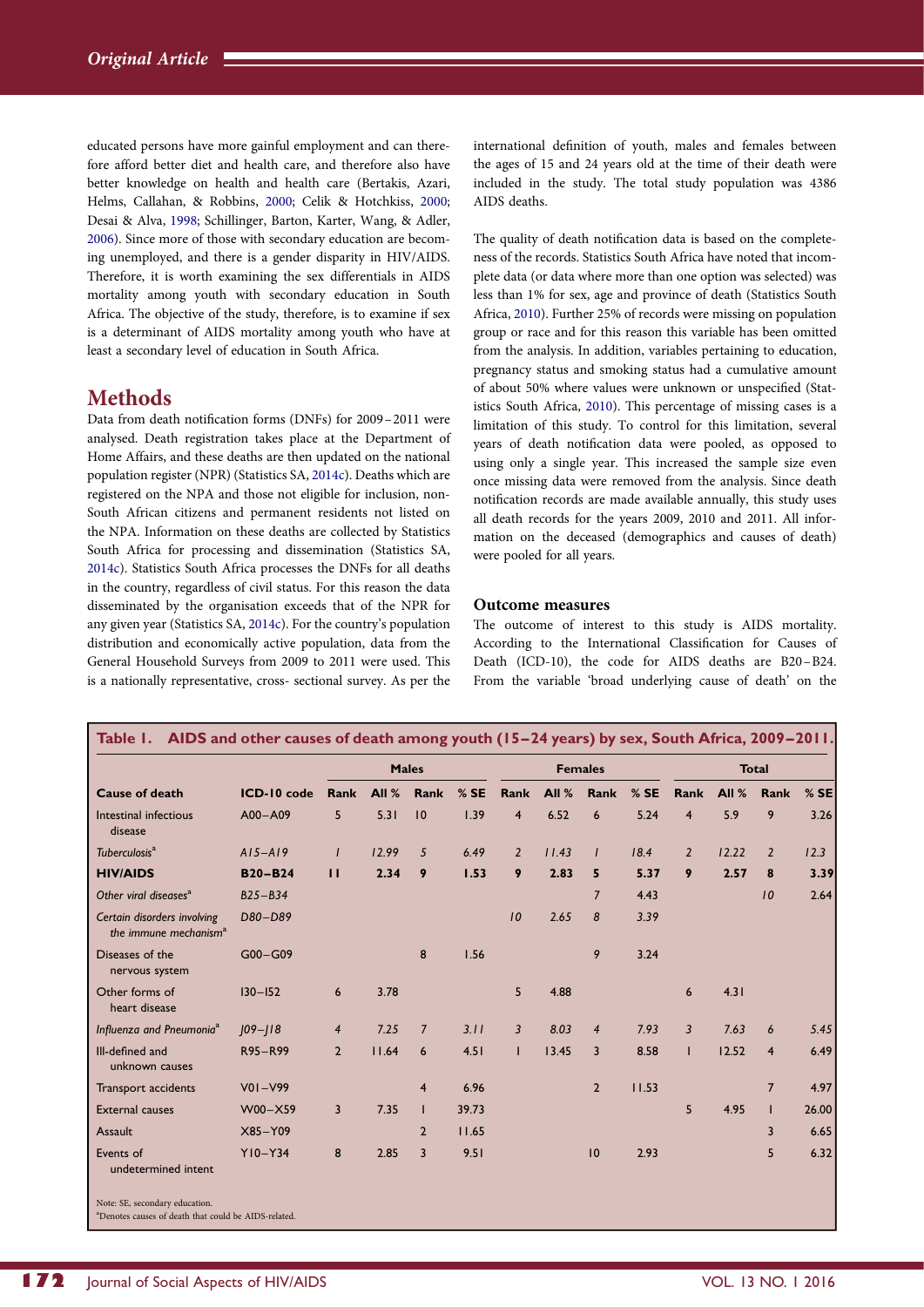educated persons have more gainful employment and can therefore afford better diet and health care, and therefore also have better knowledge on health and health care (Bertakis, Azari, Helms, Callahan, & Robbins, 2000; Celik & Hotchkiss, 2000; Desai & Alva, 1998; Schillinger, Barton, Karter, Wang, & Adler, 2006). Since more of those with secondary education are becoming unemployed, and there is a gender disparity in HIV/AIDS. Therefore, it is worth examining the sex differentials in AIDS mortality among youth with secondary education in South Africa. The objective of the study, therefore, is to examine if sex is a determinant of AIDS mortality among youth who have at least a secondary level of education in South Africa.

## Methods

Data from death notification forms (DNFs) for 2009–2011 were analysed. Death registration takes place at the Department of Home Affairs, and these deaths are then updated on the national population register (NPR) (Statistics SA, 2014c). Deaths which are registered on the NPA and those not eligible for inclusion, non-South African citizens and permanent residents not listed on the NPA. Information on these deaths are collected by Statistics South Africa for processing and dissemination (Statistics SA, 2014c). Statistics South Africa processes the DNFs for all deaths in the country, regardless of civil status. For this reason the data disseminated by the organisation exceeds that of the NPR for any given year (Statistics SA, 2014c). For the country's population distribution and economically active population, data from the General Household Surveys from 2009 to 2011 were used. This is a nationally representative, cross- sectional survey. As per the international definition of youth, males and females between the ages of 15 and 24 years old at the time of their death were included in the study. The total study population was 4386 AIDS deaths.

The quality of death notification data is based on the completeness of the records. Statistics South Africa have noted that incomplete data (or data where more than one option was selected) was less than 1% for sex, age and province of death (Statistics South Africa, 2010). Further 25% of records were missing on population group or race and for this reason this variable has been omitted from the analysis. In addition, variables pertaining to education, pregnancy status and smoking status had a cumulative amount of about 50% where values were unknown or unspecified (Statistics South Africa, 2010). This percentage of missing cases is a limitation of this study. To control for this limitation, several years of death notification data were pooled, as opposed to using only a single year. This increased the sample size even once missing data were removed from the analysis. Since death notification records are made available annually, this study uses all death records for the years 2009, 2010 and 2011. All information on the deceased (demographics and causes of death) were pooled for all years.

### Outcome measures

The outcome of interest to this study is AIDS mortality. According to the International Classification for Causes of Death (ICD-10), the code for AIDS deaths are B20–B24. From the variable 'broad underlying cause of death' on the

**Table 1. AIDS and other causes of death among youth (15–24 years) by sex, South Africa, 2009–2011.**

| | | Males | | | | Females | | | | Total | | | |
|---|---|---|---|---|---|---|---|---|---|---|---|---|---|
| **Cause of death** | **ICD-10 code** | **Rank** | **All %** | **Rank** | **% SE** | **Rank** | **All %** | **Rank** | **% SE** | **Rank** | **All %** | **Rank** | **% SE** |
| Intestinal infectious disease | A00–A09 | 5 | 5.31 | 10 | 1.39 | 4 | 6.52 | 6 | 5.24 | 4 | 5.9 | 9 | 3.26 |
| *Tuberculosis*[a] | *A15–A19* | *1* | *12.99* | *5* | *6.49* | *2* | *11.43* | *1* | *18.4* | *2* | *12.22* | *2* | *12.3* |
| **HIV/AIDS** | **B20–B24** | **11** | **2.34** | **9** | **1.53** | **9** | **2.83** | **5** | **5.37** | **9** | **2.57** | **8** | **3.39** |
| *Other viral diseases*[a] | *B25–B34* | | | | | | | *7* | *4.43* | | | *10* | *2.64* |
| *Certain disorders involving the immune mechanism*[a] | *D80–D89* | | | | | *10* | *2.65* | *8* | *3.39* | | | | |
| Diseases of the nervous system | G00–G09 | | | 8 | 1.56 | | | 9 | 3.24 | | | | |
| Other forms of heart disease | I30–I52 | 6 | 3.78 | | | 5 | 4.88 | | | 6 | 4.31 | | |
| *Influenza and Pneumonia*[a] | *J09–J18* | *4* | *7.25* | *7* | *3.11* | *3* | *8.03* | *4* | *7.93* | *3* | *7.63* | *6* | *5.45* |
| Ill-defined and unknown causes | R95–R99 | 2 | 11.64 | 6 | 4.51 | 1 | 13.45 | 3 | 8.58 | 1 | 12.52 | 4 | 6.49 |
| Transport accidents | V01–V99 | | | 4 | 6.96 | | | 2 | 11.53 | | | 7 | 4.97 |
| External causes | W00–X59 | 3 | 7.35 | 1 | 39.73 | | | | | 5 | 4.95 | 1 | 26.00 |
| Assault | X85–Y09 | | | 2 | 11.65 | | | | | | | 3 | 6.65 |
| Events of undetermined intent | Y10–Y34 | 8 | 2.85 | 3 | 9.51 | | | 10 | 2.93 | | | 5 | 6.32 |

Note: SE, secondary education.
[a]Denotes causes of death that could be AIDS-related.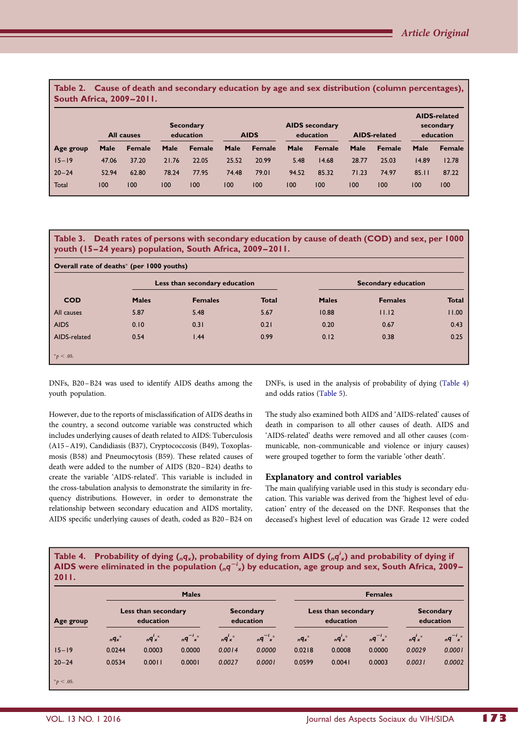**Table 2. Cause of death and secondary education by age and sex distribution (column percentages), South Africa, 2009–2011.**

| Age group | All causes | | Secondary education | | AIDS | | AIDS secondary education | | AIDS-related | | AIDS-related secondary education | |
|---|---|---|---|---|---|---|---|---|---|---|---|---|
| | Male | Female | Male | Female | Male | Female | Male | Female | Male | Female | Male | Female |
| 15–19 | 47.06 | 37.20 | 21.76 | 22.05 | 25.52 | 20.99 | 5.48 | 14.68 | 28.77 | 25.03 | 14.89 | 12.78 |
| 20–24 | 52.94 | 62.80 | 78.24 | 77.95 | 74.48 | 79.01 | 94.52 | 85.32 | 71.23 | 74.97 | 85.11 | 87.22 |
| Total | 100 | 100 | 100 | 100 | 100 | 100 | 100 | 100 | 100 | 100 | 100 | 100 |

**Table 3. Death rates of persons with secondary education by cause of death (COD) and sex, per 1000 youth (15–24 years) population, South Africa, 2009–2011.**

Overall rate of deaths* (per 1000 youths)

| COD | Less than secondary education | | | Secondary education | | |
|---|---|---|---|---|---|---|
| | Males | Females | Total | Males | Females | Total |
| All causes | 5.87 | 5.48 | 5.67 | 10.88 | 11.12 | 11.00 |
| AIDS | 0.10 | 0.31 | 0.21 | 0.20 | 0.67 | 0.43 |
| AIDS-related | 0.54 | 1.44 | 0.99 | 0.12 | 0.38 | 0.25 |

*$p < .05$.

DNFs, B20–B24 was used to identify AIDS deaths among the youth population.

However, due to the reports of misclassification of AIDS deaths in the country, a second outcome variable was constructed which includes underlying causes of death related to AIDS: Tuberculosis (A15–A19), Candidiasis (B37), Cryptococcosis (B49), Toxoplasmosis (B58) and Pneumocytosis (B59). These related causes of death were added to the number of AIDS (B20–B24) deaths to create the variable 'AIDS-related'. This variable is included in the cross-tabulation analysis to demonstrate the similarity in frequency distributions. However, in order to demonstrate the relationship between secondary education and AIDS mortality, AIDS specific underlying causes of death, coded as B20–B24 on DNFs, is used in the analysis of probability of dying (Table 4) and odds ratios (Table 5).

The study also examined both AIDS and 'AIDS-related' causes of death in comparison to all other causes of death. AIDS and 'AIDS-related' deaths were removed and all other causes (communicable, non-communicable and violence or injury causes) were grouped together to form the variable 'other death'.

## Explanatory and control variables

The main qualifying variable used in this study is secondary education. This variable was derived from the 'highest level of education' entry of the deceased on the DNF. Responses that the deceased's highest level of education was Grade 12 were coded

**Table 4. Probability of dying (${}_nq_x$), probability of dying from AIDS (${}_nq^i_x$) and probability of dying if AIDS were eliminated in the population (${}_nq^{-i}_x$) by education, age group and sex, South Africa, 2009–2011.**

| Age group | Males | | | | | Females | | | | |
|---|---|---|---|---|---|---|---|---|---|---|
| | Less than secondary education | | | Secondary education | | Less than secondary education | | | Secondary education | |
| | ${}_nq_x$* | ${}_nq^i_x$* | ${}_nq^{-i}_x$* | ${}_nq^i_x$* | ${}_nq^{-i}_x$* | ${}_nq_x$* | ${}_nq^i_x$* | ${}_nq^{-i}_x$* | ${}_nq^i_x$* | ${}_nq^{-i}_x$* |
| 15–19 | 0.0244 | 0.0003 | 0.0000 | *0.0014* | *0.0000* | 0.0218 | 0.0008 | 0.0000 | *0.0029* | *0.0001* |
| 20–24 | 0.0534 | 0.0011 | 0.0001 | *0.0027* | *0.0001* | 0.0599 | 0.0041 | 0.0003 | *0.0031* | *0.0002* |

*$p < .05$.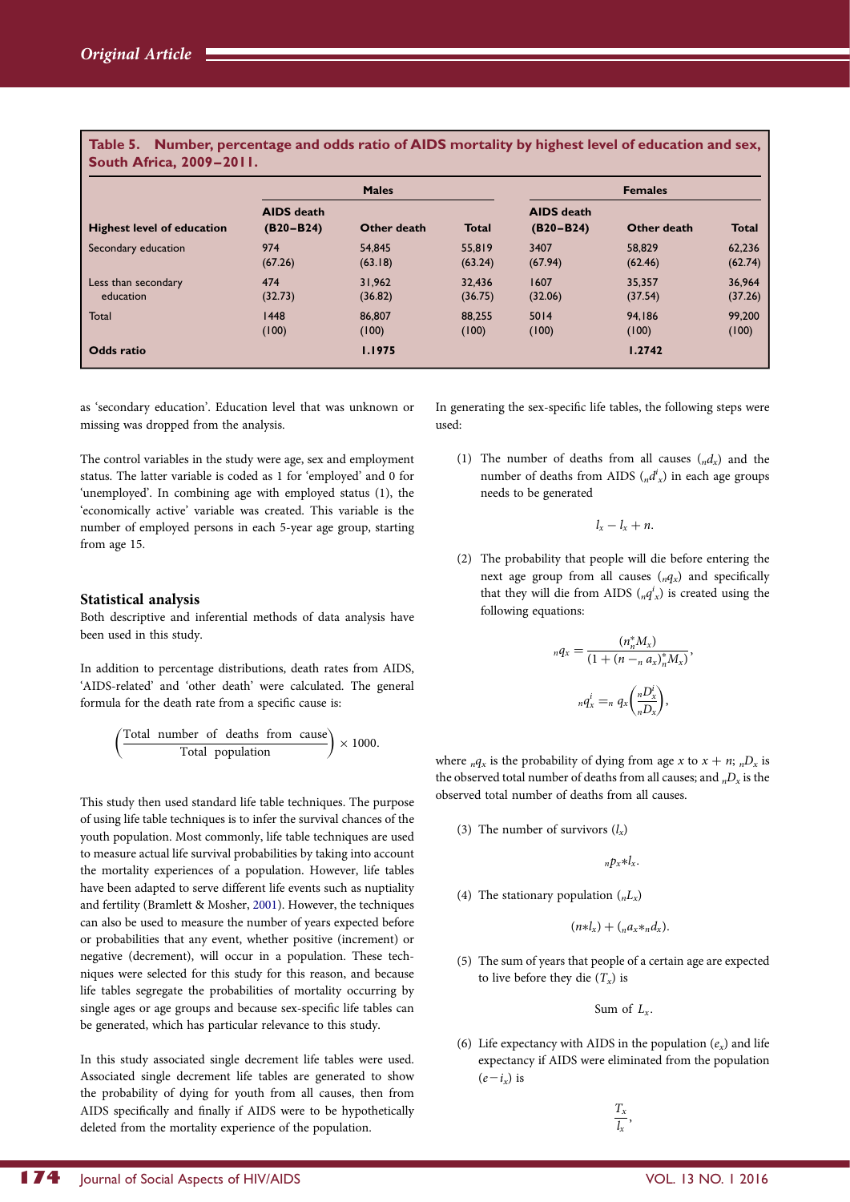**Table 5. Number, percentage and odds ratio of AIDS mortality by highest level of education and sex, South Africa, 2009–2011.**

| | Males | | | Females | | |
|---|---|---|---|---|---|---|
| **Highest level of education** | **AIDS death (B20–B24)** | **Other death** | **Total** | **AIDS death (B20–B24)** | **Other death** | **Total** |
| Secondary education | 974 (67.26) | 54,845 (63.18) | 55,819 (63.24) | 3407 (67.94) | 58,829 (62.46) | 62,236 (62.74) |
| Less than secondary education | 474 (32.73) | 31,962 (36.82) | 32,436 (36.75) | 1607 (32.06) | 35,357 (37.54) | 36,964 (37.26) |
| Total | 1448 (100) | 86,807 (100) | 88,255 (100) | 5014 (100) | 94,186 (100) | 99,200 (100) |
| **Odds ratio** | | **1.1975** | | | **1.2742** | |

as 'secondary education'. Education level that was unknown or missing was dropped from the analysis.

The control variables in the study were age, sex and employment status. The latter variable is coded as 1 for 'employed' and 0 for 'unemployed'. In combining age with employed status (1), the 'economically active' variable was created. This variable is the number of employed persons in each 5-year age group, starting from age 15.

## Statistical analysis

Both descriptive and inferential methods of data analysis have been used in this study.

In addition to percentage distributions, death rates from AIDS, 'AIDS-related' and 'other death' were calculated. The general formula for the death rate from a specific cause is:

$$\left(\frac{\text{Total number of deaths from cause}}{\text{Total population}}\right) \times 1000.$$

This study then used standard life table techniques. The purpose of using life table techniques is to infer the survival chances of the youth population. Most commonly, life table techniques are used to measure actual life survival probabilities by taking into account the mortality experiences of a population. However, life tables have been adapted to serve different life events such as nuptiality and fertility (Bramlett & Mosher, 2001). However, the techniques can also be used to measure the number of years expected before or probabilities that any event, whether positive (increment) or negative (decrement), will occur in a population. These techniques were selected for this study for this reason, and because life tables segregate the probabilities of mortality occurring by single ages or age groups and because sex-specific life tables can be generated, which has particular relevance to this study.

In this study associated single decrement life tables were used. Associated single decrement life tables are generated to show the probability of dying for youth from all causes, then from AIDS specifically and finally if AIDS were to be hypothetically deleted from the mortality experience of the population.

In generating the sex-specific life tables, the following steps were used:

(1) The number of deaths from all causes (${}_nd_x$) and the number of deaths from AIDS (${}_nd^i_x$) in each age groups needs to be generated

$$l_x - l_x + n.$$

(2) The probability that people will die before entering the next age group from all causes (${}_nq_x$) and specifically that they will die from AIDS (${}_nq^i_x$) is created using the following equations:

$${}_nq_x = \frac{(n^*_nM_x)}{(1 + (n -_n a_x)^*_nM_x)},$$

$${}_nq^i_x =_n q_x\left(\frac{{}_nD^i_x}{{}_nD_x}\right),$$

where ${}_nq_x$ is the probability of dying from age $x$ to $x + n$; ${}_nD_x$ is the observed total number of deaths from all causes; and ${}_nD_x$ is the observed total number of deaths from all causes.

(3) The number of survivors ($l_x$)

$${}_np_x{*}l_x.$$

(4) The stationary population (${}_nL_x$)

$$(n{*}l_x) + ({}_na_x{*}_nd_x).$$

(5) The sum of years that people of a certain age are expected to live before they die ($T_x$) is

$$\text{Sum of } L_x.$$

(6) Life expectancy with AIDS in the population ($e_x$) and life expectancy if AIDS were eliminated from the population ($e - i_x$) is

$$\frac{T_x}{l_x},$$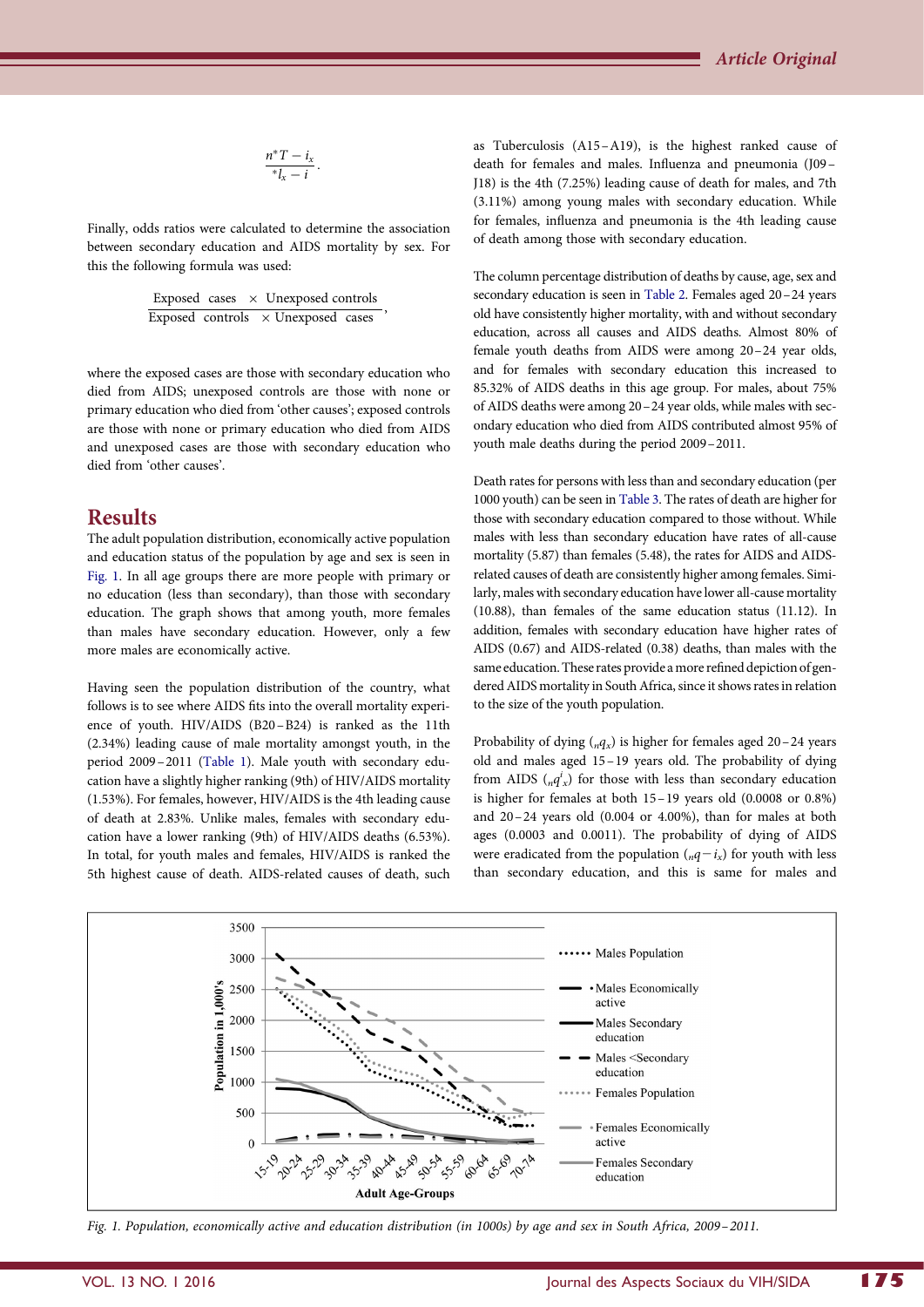$$\frac{n^{*}T - i_x}{^{*}l_x - i}.$$

Finally, odds ratios were calculated to determine the association between secondary education and AIDS mortality by sex. For this the following formula was used:

$$\frac{\text{Exposed cases} \times \text{Unexposed controls}}{\text{Exposed controls} \times \text{Unexposed cases}},$$

where the exposed cases are those with secondary education who died from AIDS; unexposed controls are those with none or primary education who died from 'other causes'; exposed controls are those with none or primary education who died from AIDS and unexposed cases are those with secondary education who died from 'other causes'.

## Results

The adult population distribution, economically active population and education status of the population by age and sex is seen in Fig. 1. In all age groups there are more people with primary or no education (less than secondary), than those with secondary education. The graph shows that among youth, more females than males have secondary education. However, only a few more males are economically active.

Having seen the population distribution of the country, what follows is to see where AIDS fits into the overall mortality experience of youth. HIV/AIDS (B20–B24) is ranked as the 11th (2.34%) leading cause of male mortality amongst youth, in the period 2009–2011 (Table 1). Male youth with secondary education have a slightly higher ranking (9th) of HIV/AIDS mortality (1.53%). For females, however, HIV/AIDS is the 4th leading cause of death at 2.83%. Unlike males, females with secondary education have a lower ranking (9th) of HIV/AIDS deaths (6.53%). In total, for youth males and females, HIV/AIDS is ranked the 5th highest cause of death. AIDS-related causes of death, such as Tuberculosis (A15–A19), is the highest ranked cause of death for females and males. Influenza and pneumonia (J09–J18) is the 4th (7.25%) leading cause of death for males, and 7th (3.11%) among young males with secondary education. While for females, influenza and pneumonia is the 4th leading cause of death among those with secondary education.

The column percentage distribution of deaths by cause, age, sex and secondary education is seen in Table 2. Females aged 20–24 years old have consistently higher mortality, with and without secondary education, across all causes and AIDS deaths. Almost 80% of female youth deaths from AIDS were among 20–24 year olds, and for females with secondary education this increased to 85.32% of AIDS deaths in this age group. For males, about 75% of AIDS deaths were among 20–24 year olds, while males with secondary education who died from AIDS contributed almost 95% of youth male deaths during the period 2009–2011.

Death rates for persons with less than and secondary education (per 1000 youth) can be seen in Table 3. The rates of death are higher for those with secondary education compared to those without. While males with less than secondary education have rates of all-cause mortality (5.87) than females (5.48), the rates for AIDS and AIDS-related causes of death are consistently higher among females. Similarly, males with secondary education have lower all-cause mortality (10.88), than females of the same education status (11.12). In addition, females with secondary education have higher rates of AIDS (0.67) and AIDS-related (0.38) deaths, than males with the same education. These rates provide a more refined depiction of gendered AIDS mortality in South Africa, since it shows rates in relation to the size of the youth population.

Probability of dying (${}_nq_x$) is higher for females aged 20–24 years old and males aged 15–19 years old. The probability of dying from AIDS (${}_nq^i_x$) for those with less than secondary education is higher for females at both 15–19 years old (0.0008 or 0.8%) and 20–24 years old (0.004 or 4.00%), than for males at both ages (0.0003 and 0.0011). The probability of dying of AIDS were eradicated from the population (${}_nq - i_x$) for youth with less than secondary education, and this is same for males and

Fig. 1. Population, economically active and education distribution (in 1000s) by age and sex in South Africa, 2009–2011.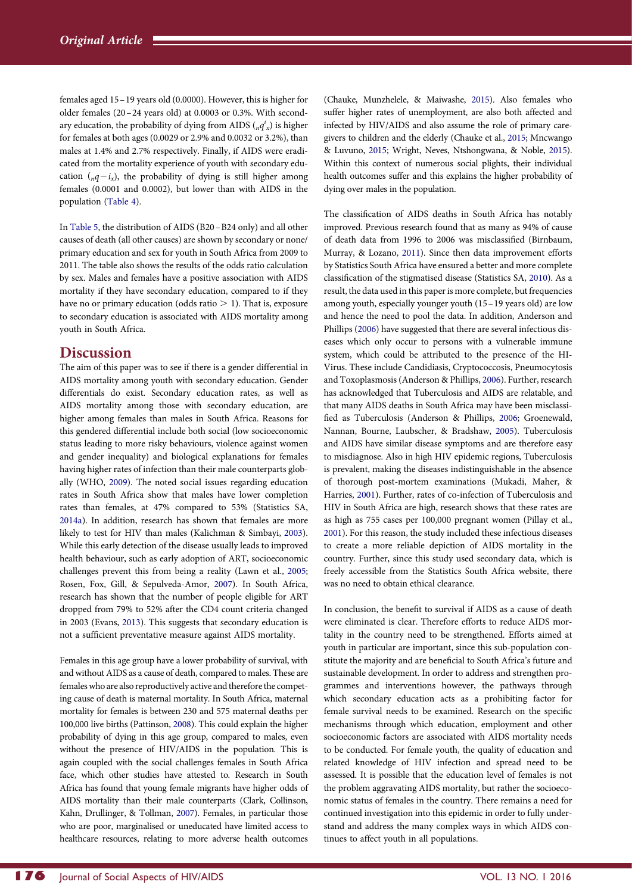females aged 15 – 19 years old (0.0000). However, this is higher for older females (20 – 24 years old) at 0.0003 or 0.3%. With secondary education, the probability of dying from AIDS (${}_nq^i_x$) is higher for females at both ages (0.0029 or 2.9% and 0.0032 or 3.2%), than males at 1.4% and 2.7% respectively. Finally, if AIDS were eradicated from the mortality experience of youth with secondary education (${}_nq - i_x$), the probability of dying is still higher among females (0.0001 and 0.0002), but lower than with AIDS in the population (Table 4).

In Table 5, the distribution of AIDS (B20 – B24 only) and all other causes of death (all other causes) are shown by secondary or none/primary education and sex for youth in South Africa from 2009 to 2011. The table also shows the results of the odds ratio calculation by sex. Males and females have a positive association with AIDS mortality if they have secondary education, compared to if they have no or primary education (odds ratio $> 1$). That is, exposure to secondary education is associated with AIDS mortality among youth in South Africa.

## Discussion

The aim of this paper was to see if there is a gender differential in AIDS mortality among youth with secondary education. Gender differentials do exist. Secondary education rates, as well as AIDS mortality among those with secondary education, are higher among females than males in South Africa. Reasons for this gendered differential include both social (low socioeconomic status leading to more risky behaviours, violence against women and gender inequality) and biological explanations for females having higher rates of infection than their male counterparts globally (WHO, 2009). The noted social issues regarding education rates in South Africa show that males have lower completion rates than females, at 47% compared to 53% (Statistics SA, 2014a). In addition, research has shown that females are more likely to test for HIV than males (Kalichman & Simbayi, 2003). While this early detection of the disease usually leads to improved health behaviour, such as early adoption of ART, socioeconomic challenges prevent this from being a reality (Lawn et al., 2005; Rosen, Fox, Gill, & Sepulveda-Amor, 2007). In South Africa, research has shown that the number of people eligible for ART dropped from 79% to 52% after the CD4 count criteria changed in 2003 (Evans, 2013). This suggests that secondary education is not a sufficient preventative measure against AIDS mortality.

Females in this age group have a lower probability of survival, with and without AIDS as a cause of death, compared to males. These are females who are also reproductively active and therefore the competing cause of death is maternal mortality. In South Africa, maternal mortality for females is between 230 and 575 maternal deaths per 100,000 live births (Pattinson, 2008). This could explain the higher probability of dying in this age group, compared to males, even without the presence of HIV/AIDS in the population. This is again coupled with the social challenges females in South Africa face, which other studies have attested to. Research in South Africa has found that young female migrants have higher odds of AIDS mortality than their male counterparts (Clark, Collinson, Kahn, Drullinger, & Tollman, 2007). Females, in particular those who are poor, marginalised or uneducated have limited access to healthcare resources, relating to more adverse health outcomes (Chauke, Munzhelele, & Maiwashe, 2015). Also females who suffer higher rates of unemployment, are also both affected and infected by HIV/AIDS and also assume the role of primary caregivers to children and the elderly (Chauke et al., 2015; Mncwango & Luvuno, 2015; Wright, Neves, Ntshongwana, & Noble, 2015). Within this context of numerous social plights, their individual health outcomes suffer and this explains the higher probability of dying over males in the population.

The classification of AIDS deaths in South Africa has notably improved. Previous research found that as many as 94% of cause of death data from 1996 to 2006 was misclassified (Birnbaum, Murray, & Lozano, 2011). Since then data improvement efforts by Statistics South Africa have ensured a better and more complete classification of the stigmatised disease (Statistics SA, 2010). As a result, the data used in this paper is more complete, but frequencies among youth, especially younger youth (15 – 19 years old) are low and hence the need to pool the data. In addition, Anderson and Phillips (2006) have suggested that there are several infectious diseases which only occur to persons with a vulnerable immune system, which could be attributed to the presence of the HI-Virus. These include Candidiasis, Cryptococcosis, Pneumocytosis and Toxoplasmosis (Anderson & Phillips, 2006). Further, research has acknowledged that Tuberculosis and AIDS are relatable, and that many AIDS deaths in South Africa may have been misclassified as Tuberculosis (Anderson & Phillips, 2006; Groenewald, Nannan, Bourne, Laubscher, & Bradshaw, 2005). Tuberculosis and AIDS have similar disease symptoms and are therefore easy to misdiagnose. Also in high HIV epidemic regions, Tuberculosis is prevalent, making the diseases indistinguishable in the absence of thorough post-mortem examinations (Mukadi, Maher, & Harries, 2001). Further, rates of co-infection of Tuberculosis and HIV in South Africa are high, research shows that these rates are as high as 755 cases per 100,000 pregnant women (Pillay et al., 2001). For this reason, the study included these infectious diseases to create a more reliable depiction of AIDS mortality in the country. Further, since this study used secondary data, which is freely accessible from the Statistics South Africa website, there was no need to obtain ethical clearance.

In conclusion, the benefit to survival if AIDS as a cause of death were eliminated is clear. Therefore efforts to reduce AIDS mortality in the country need to be strengthened. Efforts aimed at youth in particular are important, since this sub-population constitute the majority and are beneficial to South Africa's future and sustainable development. In order to address and strengthen programmes and interventions however, the pathways through which secondary education acts as a prohibiting factor for female survival needs to be examined. Research on the specific mechanisms through which education, employment and other socioeconomic factors are associated with AIDS mortality needs to be conducted. For female youth, the quality of education and related knowledge of HIV infection and spread need to be assessed. It is possible that the education level of females is not the problem aggravating AIDS mortality, but rather the socioeconomic status of females in the country. There remains a need for continued investigation into this epidemic in order to fully understand and address the many complex ways in which AIDS continues to affect youth in all populations.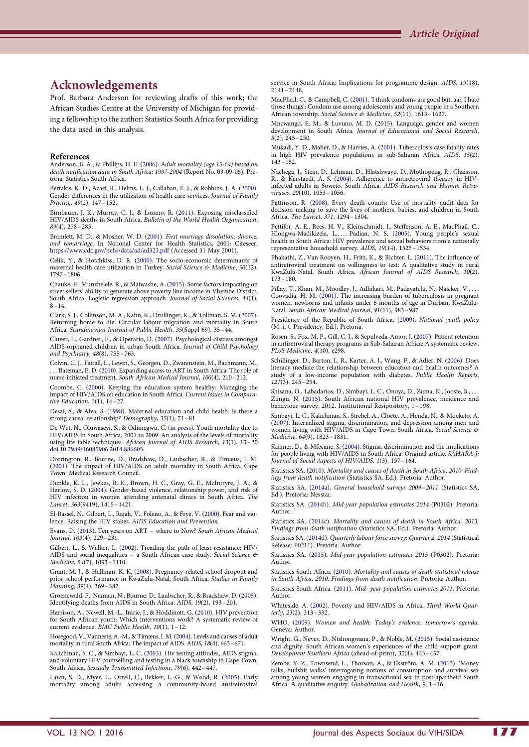# Acknowledgements

Prof. Barbara Anderson for reviewing drafts of this work; the African Studies Centre at the University of Michigan for providing a fellowship to the author; Statistics South Africa for providing the data used in this analysis.

## References

Anderson, B. A., & Phillips, H. E. (2006). *Adult mortality (age 15-64) based on death notification data in South Africa: 1997-2004* (Report No. 03-09-05). Pretoria: Statistics South Africa.

Bertakis, K. D., Azari, R., Helms, L. J., Callahan, E. J., & Robbins, J. A. (2000). Gender differences in the utilization of health care services. *Journal of Family Practice*, *49*(2), 147–152.

Birnbaum, J. K., Murray, C. J., & Lozano, R. (2011). Exposing misclassified HIV/AIDS deaths in South Africa. *Bulletin of the World Health Organization*, *89*(4), 278–285.

Bramlett, M. D., & Mosher, W. D. (2001). *First marriage dissolution, divorce, and remarriage*. In National Center for Health Statistics, 2001: Citeseer. https://www.cdc.gov/nchs/data/ad/ad323.pdf (Accessed 31 May 2001).

Celik, Y., & Hotchkiss, D. R. (2000). The socio-economic determinants of maternal health care utilization in Turkey. *Social Science & Medicine*, *50*(12), 1797–1806.

Chauke, P., Munzhelele, R., & Maiwashe, A. (2015). Some factors impacting on street sellers' ability to generate above poverty line income in Vhembe District, South Africa: Logistic regression approach. *Journal of Social Sciences*, *44*(1), 8–14.

Clark, S. J., Collinson, M. A., Kahn, K., Drullinger, K., & Tollman, S. M. (2007). Returning home to die: Circular labour migration and mortality in South Africa. *Scandinavian Journal of Public Health*, *35*(Suppl 69), 35–44.

Cluver, L., Gardner, F., & Operario, D. (2007). Psychological distress amongst AIDS-orphaned children in urban South Africa. *Journal of Child Psychology and Psychiatry*, *48*(8), 755–763.

Colvin, C. J., Fairall, L., Lewin, S., Georgeu, D., Zwarenstein, M., Bachmann, M., … Bateman, E. D. (2010). Expanding access to ART in South Africa: The role of nurse-initiated treatment. *South African Medical Journal*, *100*(4), 210–212.

Coombe, C. (2000). Keeping the education system healthy: Managing the impact of HIV/AIDS on education in South Africa. *Current Issues in Comparative Education*, *3*(1), 14–27.

Desai, S., & Alva, S. (1998). Maternal education and child health: Is there a strong causal relationship? *Demography*, *35*(1), 71–81.

De Wet, N., Oluwaseyi, S., & Odimegwu, C. (in press). Youth mortality due to HIV/AIDS in South Africa, 2001 to 2009: An analysis of the levels of mortality using life table techniques. *African Journal of AIDS Research*, *13*(1), 13–20 doi:10.2989/16085906.2014.886605.

Dorrington, R., Bourne, D., Bradshaw, D., Laubscher, R., & Timæus, I. M. (2001). The impact of HIV/AIDS on adult mortality in South Africa. Cape Town: Medical Research Council.

Dunkle, K. L., Jewkes, R. K., Brown, H. C., Gray, G. E., McIntryre, J. A., & Harlow, S. D. (2004). Gender-based violence, relationship power, and risk of HIV infection in women attending antenatal clinics in South Africa. *The Lancet*, *363*(9419), 1415–1421.

El-Bassel, N., Gilbert, L., Rajah, V., Foleno, A., & Frye, V. (2000). Fear and violence: Raising the HIV stakes. *AIDS Education and Prevention*.

Evans, D. (2013). Ten years on ART – where to Now? *South African Medical Journal*, *103*(4), 229–231.

Gilbert, L., & Walker, L. (2002). Treading the path of least resistance: HIV/AIDS and social inequalities – a South African case study. *Social Science & Medicine*, *54*(7), 1093–1110.

Grant, M. J., & Hallman, K. K. (2008). Pregnancy-related school dropout and prior school performance in KwaZulu-Natal, South Africa. *Studies in Family Planning*, *39*(4), 369–382.

Groenewald, P., Nannan, N., Bourne, D., Laubscher, R., & Bradshaw, D. (2005). Identifying deaths from AIDS in South Africa. *AIDS*, *19*(2), 193–201.

Harrison, A., Newell, M.-L., Imrie, J., & Hoddinott, G. (2010). HIV prevention for South African youth: Which interventions work? A systematic review of current evidence. *BMC Public Health*, *10*(1), 1–12.

Hosegood, V., Vanneste, A.-M., & Timæus, I. M. (2004). Levels and causes of adult mortality in rural South Africa: The impact of AIDS. *AIDS*, *18*(4), 663–671.

Kalichman, S. C., & Simbayi, L. C. (2003). Hiv testing attitudes, AIDS stigma, and voluntary HIV counselling and testing in a black township in Cape Town, South Africa. *Sexually Transmitted Infections*, *79*(6), 442–447.

Lawn, S. D., Myer, L., Orrell, C., Bekker, L.-G., & Wood, R. (2005). Early mortality among adults accessing a community-based antiretroviral service in South Africa: Implications for programme design. *AIDS*, *19*(18), 2141–2148.

MacPhail, C., & Campbell, C. (2001). 'I think condoms are good but, aai, I hate those things': Condom use among adolescents and young people in a Southern African township. *Social Science & Medicine*, *52*(11), 1613–1627.

Mncwango, E. M., & Luvuno, M. D. (2015). Language, gender and women development in South Africa. *Journal of Educational and Social Research*, *5*(2), 245–250.

Mukadi, Y. D., Maher, D., & Harries, A. (2001). Tuberculosis case fatality rates in high HIV prevalence populations in sub-Saharan Africa. *AIDS*, *15*(2), 143–152.

Nachega, J., Stein, D., Lehman, D., Hlatshwayo, D., Mothopeng, R., Chaisson, R., & Karstaedt, A. S. (2004). Adherence to antiretroviral therapy in HIV-infected adults in Soweto, South Africa. *AIDS Research and Human Retroviruses*, *20*(10), 1053–1056.

Pattinson, R. (2008). Every death counts: Use of mortality audit data for decision making to save the lives of mothers, babies, and children in South Africa. *The Lancet*, *371*, 1294–1304.

Pettifor, A. E., Rees, H. V., Kleinschmidt, I., Steffenson, A. E., MacPhail, C., Hlongwa-Madikizela, L., … Padian, N. S. (2005). Young people's sexual health in South Africa: HIV prevalence and sexual behaviors from a nationally representative household survey. *AIDS*, *19*(14), 1525–1534.

Phakathi, Z., Van Rooyen, H., Fritz, K., & Richter, L. (2011). The influence of antiretroviral treatment on willingness to test: A qualitative study in rural KwaZulu-Natal, South Africa. *African Journal of AIDS Research*, *10*(2), 173–180.

Pillay, T., Khan, M., Moodley, J., Adhikari, M., Padayatchi, N., Naicker, V., … Coovadia, H. M. (2001). The increasing burden of tuberculosis in pregnant women, newborns and infants under 6 months of age in Durban, KwaZulu-Natal. *South African Medical Journal*, *91*(11), 983–987.

Presidency of the Republic of South Africa. (2009). *National youth policy* (M. i. t. Presidency, Ed.). Pretoria.

Rosen, S., Fox, M. P., Gill, C. J., & Sepulveda-Amor, J. (2007). Patient retention in antiretroviral therapy programs in Sub-Saharan Africa: A systematic review. *PLoS Medicine*, *4*(10), e298.

Schillinger, D., Barton, L. R., Karter, A. J., Wang, F., & Adler, N. (2006). Does literacy mediate the relationship between education and health outcomes? A study of a low-income population with diabetes. *Public Health Reports*, *121*(3), 245–254.

Shisana, O., Labadarios, D., Simbayi, L. C., Onoya, D., Zuma, K., Jooste, S., … Zungu, N. (2015). South African national HIV prevalence, incidence and behaviour survey, 2012. Institutional Resipository, 1–198.

Simbayi, L. C., Kalichman, S., Strebel, A., Cloete, A., Henda, N., & Mqeketo, A. (2007). Internalized stigma, discrimination, and depression among men and women living with HIV/AIDS in Cape Town, South Africa. *Social Science & Medicine*, *64*(9), 1823–1831.

Skinner, D., & Mfecane, S. (2004). Stigma, discrimination and the implications for people living with HIV/AIDS in South Africa: Original article. *SAHARA-J: Journal of Social Aspects of HIV/AIDS*, *1*(3), 157–164.

Statistics SA. (2010). *Mortality and causes of death in South Africa, 2010: Findings from death notification* (Statistics SA, Ed.). Pretoria: Author.

Statistics SA. (2014a). *General household surveys 2009–2011* (Statistics SA, Ed.). Pretoria: Nesstar.

Statistics SA. (2014b). *Mid-year population estimates 2014* (P0302). Pretoria: Author.

Statistics SA. (2014c). *Mortality and causes of death in South Africa, 2013: Findings from death notification* (Statistics SA, Ed.). Pretoria: Author.

Statistics SA. (2014d). *Quarterly labour force survey: Quarter 2, 2014* (Statistical Release: P0211). Pretoria: Author.

Statistics SA. (2015). *Mid-year population estimates 2015* (P0302). Pretoria: Author.

Statistics South Africa. (2010). *Mortality and causes of death statistical release in South Africa, 2010. Findings from death notification*. Pretoria: Author.

Statistics South Africa. (2011). *Mid- year population estimates 2011*. Pretoria: Author.

Whiteside, A. (2002). Poverty and HIV/AIDS in Africa. *Third World Quarterly*, *23*(2), 313–332.

WHO. (2009). *Women and health: Today's evidence, tomorrow's agenda*. Geneva: Author.

Wright, G., Neves, D., Ntshongwana, P., & Noble, M. (2015). Social assistance and dignity: South African women's experiences of the child support grant. *Development Southern Africa* (ahead-of-print), *32*(4), 443–457.

Zembe, Y. Z., Townsend, L., Thorson, A., & Ekström, A. M. (2013). 'Money talks, bullshit walks' interrogating notions of consumption and survival sex among young women engaging in transactional sex in post-apartheid South Africa: A qualitative enquiry. *Globalization and Health*, *9*, 1–16.